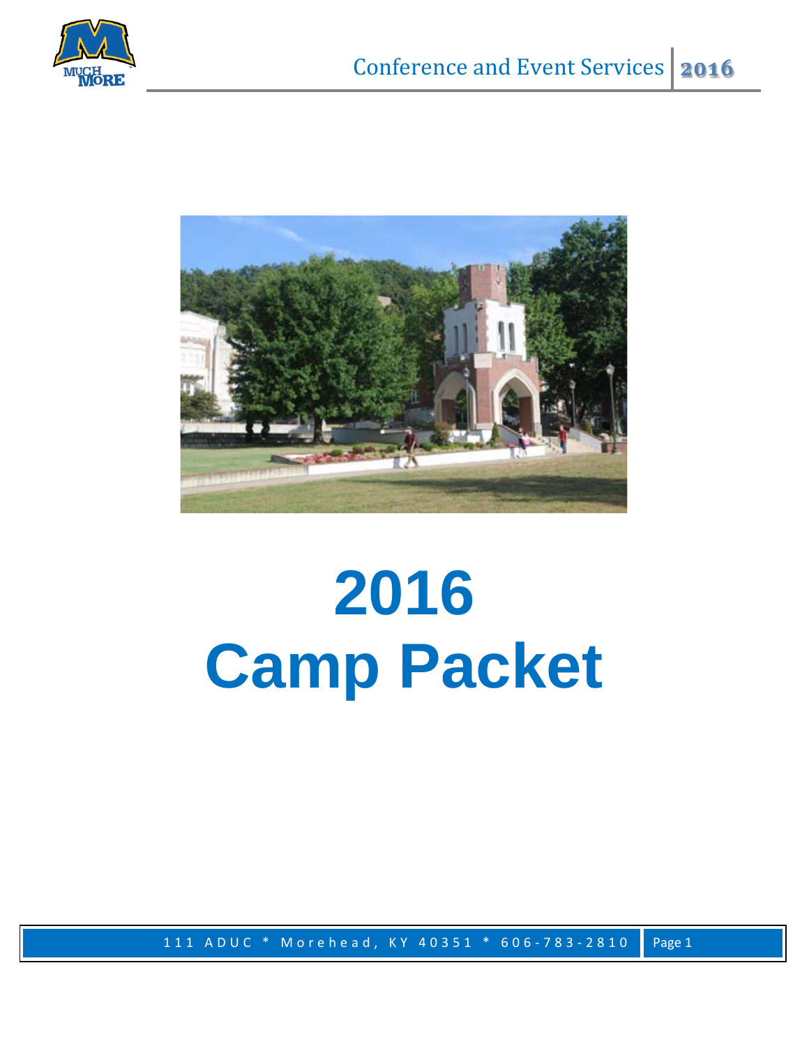# 2016
# Camp Packet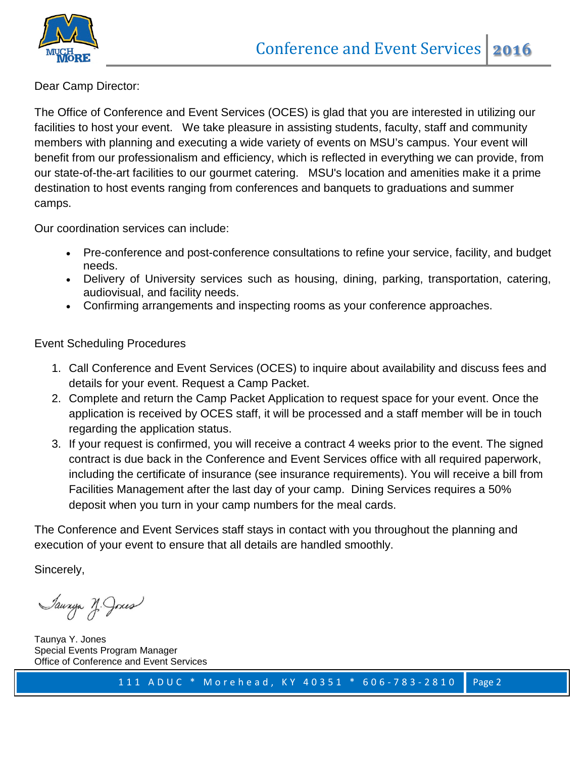Dear Camp Director:

The Office of Conference and Event Services (OCES) is glad that you are interested in utilizing our facilities to host your event. We take pleasure in assisting students, faculty, staff and community members with planning and executing a wide variety of events on MSU's campus. Your event will benefit from our professionalism and efficiency, which is reflected in everything we can provide, from our state-of-the-art facilities to our gourmet catering. MSU's location and amenities make it a prime destination to host events ranging from conferences and banquets to graduations and summer camps.

Our coordination services can include:

- Pre-conference and post-conference consultations to refine your service, facility, and budget needs.
- Delivery of University services such as housing, dining, parking, transportation, catering, audiovisual, and facility needs.
- Confirming arrangements and inspecting rooms as your conference approaches.

Event Scheduling Procedures

1. Call Conference and Event Services (OCES) to inquire about availability and discuss fees and details for your event. Request a Camp Packet.
2. Complete and return the Camp Packet Application to request space for your event. Once the application is received by OCES staff, it will be processed and a staff member will be in touch regarding the application status.
3. If your request is confirmed, you will receive a contract 4 weeks prior to the event. The signed contract is due back in the Conference and Event Services office with all required paperwork, including the certificate of insurance (see insurance requirements). You will receive a bill from Facilities Management after the last day of your camp. Dining Services requires a 50% deposit when you turn in your camp numbers for the meal cards.

The Conference and Event Services staff stays in contact with you throughout the planning and execution of your event to ensure that all details are handled smoothly.

Sincerely,

Taunya Y. Jones

Taunya Y. Jones
Special Events Program Manager
Office of Conference and Event Services

111 ADUC * Morehead, KY 40351 * 606-783-2810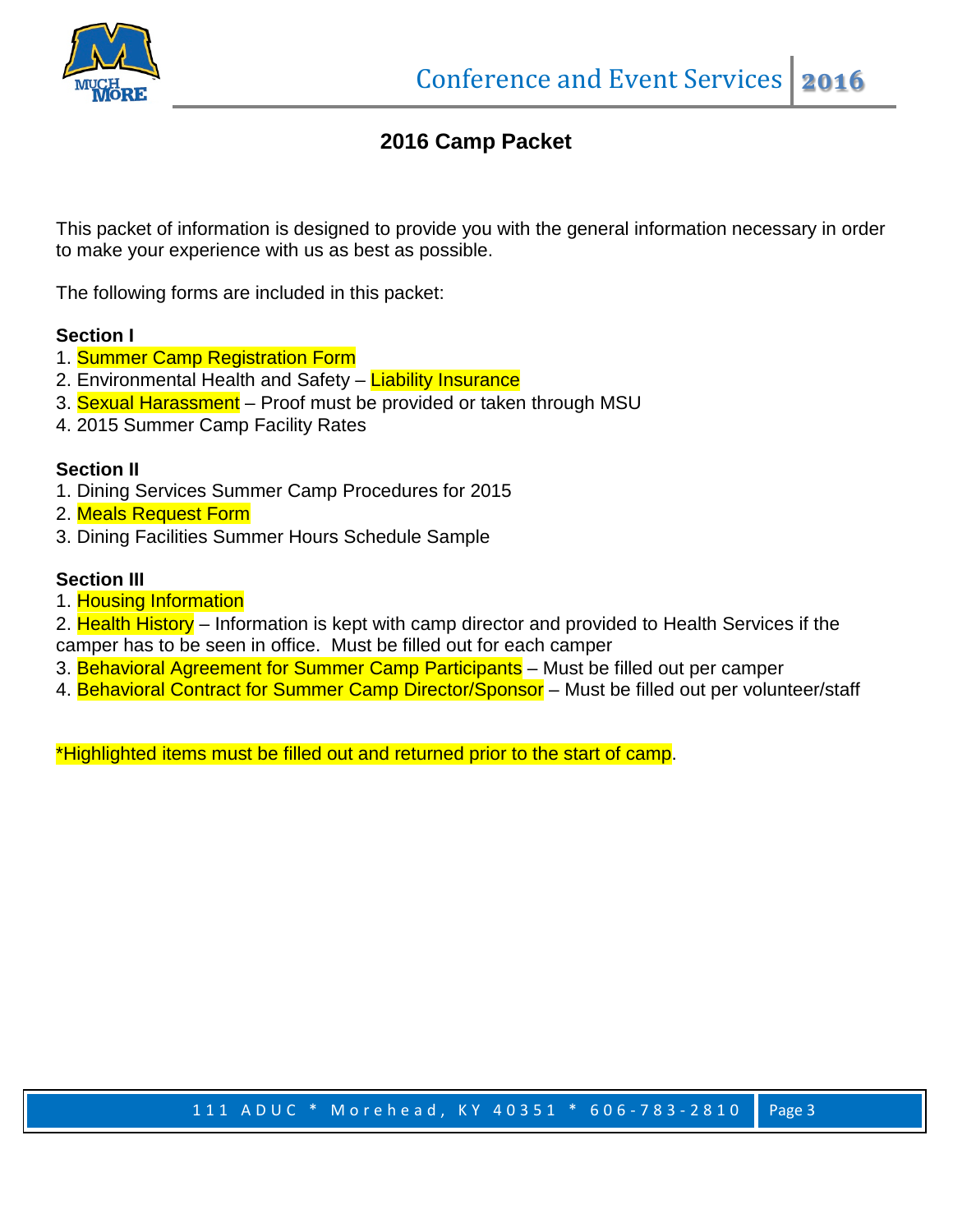# 2016 Camp Packet

This packet of information is designed to provide you with the general information necessary in order to make your experience with us as best as possible.

The following forms are included in this packet:

**Section I**

1. Summer Camp Registration Form
2. Environmental Health and Safety – Liability Insurance
3. Sexual Harassment – Proof must be provided or taken through MSU
4. 2015 Summer Camp Facility Rates

**Section II**

1. Dining Services Summer Camp Procedures for 2015
2. Meals Request Form
3. Dining Facilities Summer Hours Schedule Sample

**Section III**

1. Housing Information
2. Health History – Information is kept with camp director and provided to Health Services if the camper has to be seen in office. Must be filled out for each camper
3. Behavioral Agreement for Summer Camp Participants – Must be filled out per camper
4. Behavioral Contract for Summer Camp Director/Sponsor – Must be filled out per volunteer/staff

*Highlighted items must be filled out and returned prior to the start of camp.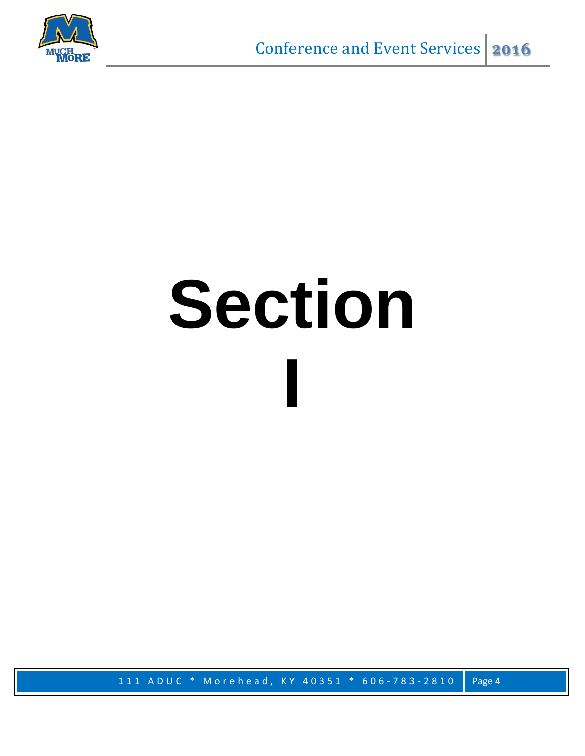# Section I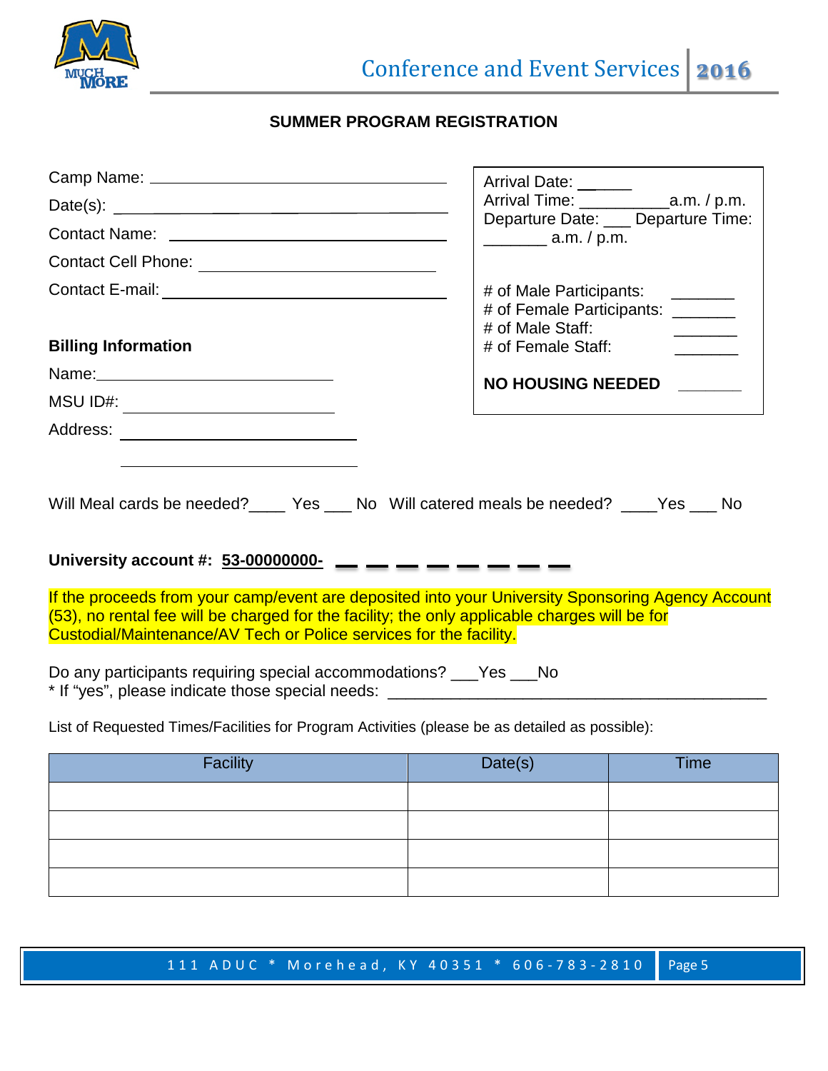## SUMMER PROGRAM REGISTRATION

Camp Name: ______________________________

Date(s): ______________________________

Contact Name: ______________________________

Contact Cell Phone: ______________________________

Contact E-mail: ______________________________

Arrival Date: ______
Arrival Time: __________a.m. / p.m.
Departure Date: ___ Departure Time: _______ a.m. / p.m.

# of Male Participants: _______
# of Female Participants: _______
# of Male Staff: _______
# of Female Staff: _______

**NO HOUSING NEEDED** _______

**Billing Information**

Name: ______________________________

MSU ID#: ______________________________

Address: ______________________________

______________________________

Will Meal cards be needed?____ Yes ___ No Will catered meals be needed? ____Yes ___ No

**University account #: 53-00000000-** _ _ _ _ _ _ _ _

If the proceeds from your camp/event are deposited into your University Sponsoring Agency Account (53), no rental fee will be charged for the facility; the only applicable charges will be for Custodial/Maintenance/AV Tech or Police services for the facility.

Do any participants requiring special accommodations? ___Yes ___No
* If "yes", please indicate those special needs: ______________________________

List of Requested Times/Facilities for Program Activities (please be as detailed as possible):

| Facility | Date(s) | Time |
|---|---|---|
| | | |
| | | |
| | | |
| | | |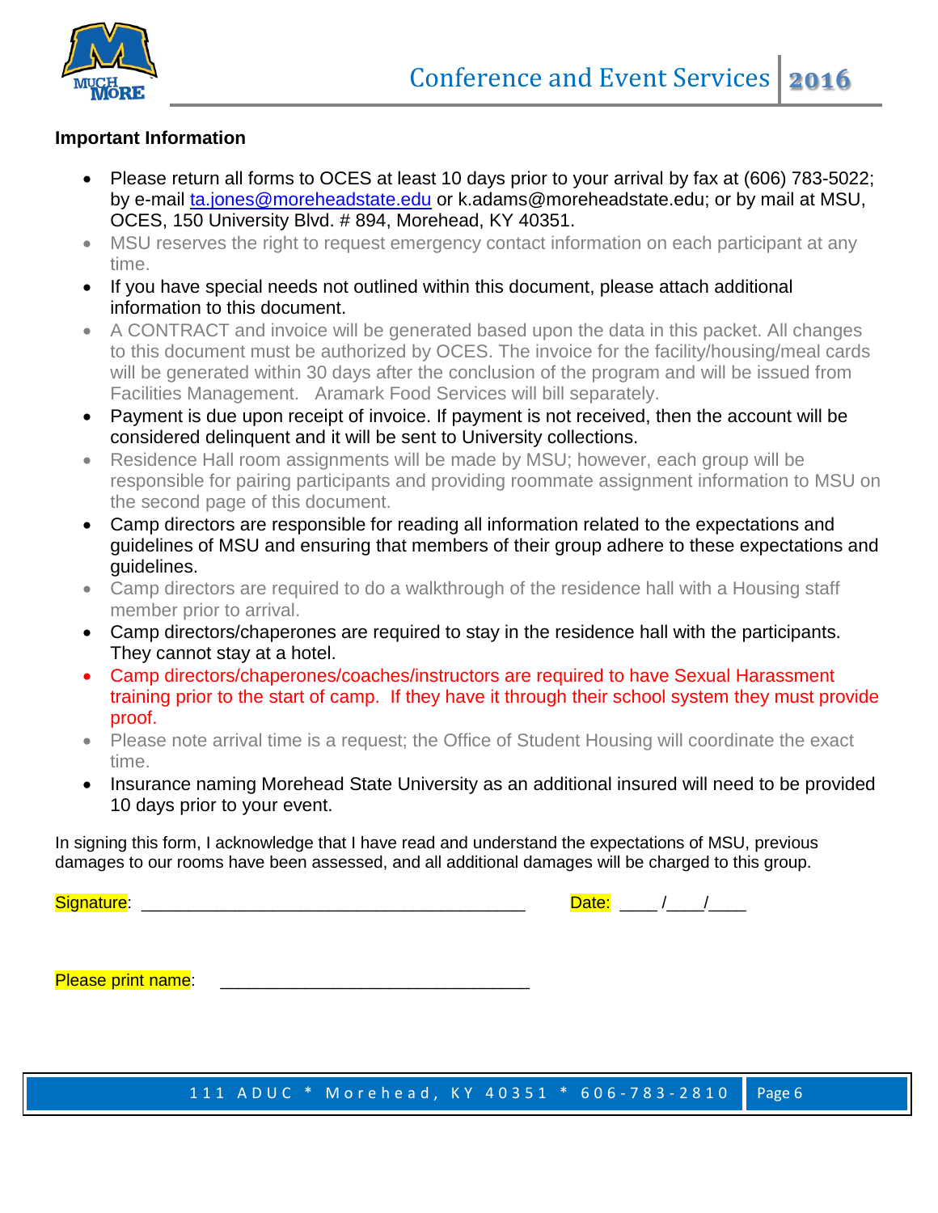**Important Information**

- Please return all forms to OCES at least 10 days prior to your arrival by fax at (606) 783-5022; by e-mail ta.jones@moreheadstate.edu or k.adams@moreheadstate.edu; or by mail at MSU, OCES, 150 University Blvd. # 894, Morehead, KY 40351.
- MSU reserves the right to request emergency contact information on each participant at any time.
- If you have special needs not outlined within this document, please attach additional information to this document.
- A CONTRACT and invoice will be generated based upon the data in this packet. All changes to this document must be authorized by OCES. The invoice for the facility/housing/meal cards will be generated within 30 days after the conclusion of the program and will be issued from Facilities Management. Aramark Food Services will bill separately.
- Payment is due upon receipt of invoice. If payment is not received, then the account will be considered delinquent and it will be sent to University collections.
- Residence Hall room assignments will be made by MSU; however, each group will be responsible for pairing participants and providing roommate assignment information to MSU on the second page of this document.
- Camp directors are responsible for reading all information related to the expectations and guidelines of MSU and ensuring that members of their group adhere to these expectations and guidelines.
- Camp directors are required to do a walkthrough of the residence hall with a Housing staff member prior to arrival.
- Camp directors/chaperones are required to stay in the residence hall with the participants. They cannot stay at a hotel.
- Camp directors/chaperones/coaches/instructors are required to have Sexual Harassment training prior to the start of camp. If they have it through their school system they must provide proof.
- Please note arrival time is a request; the Office of Student Housing will coordinate the exact time.
- Insurance naming Morehead State University as an additional insured will need to be provided 10 days prior to your event.

In signing this form, I acknowledge that I have read and understand the expectations of MSU, previous damages to our rooms have been assessed, and all additional damages will be charged to this group.

Signature: ________________________________________ Date: ____ /____/____

Please print name: ________________________________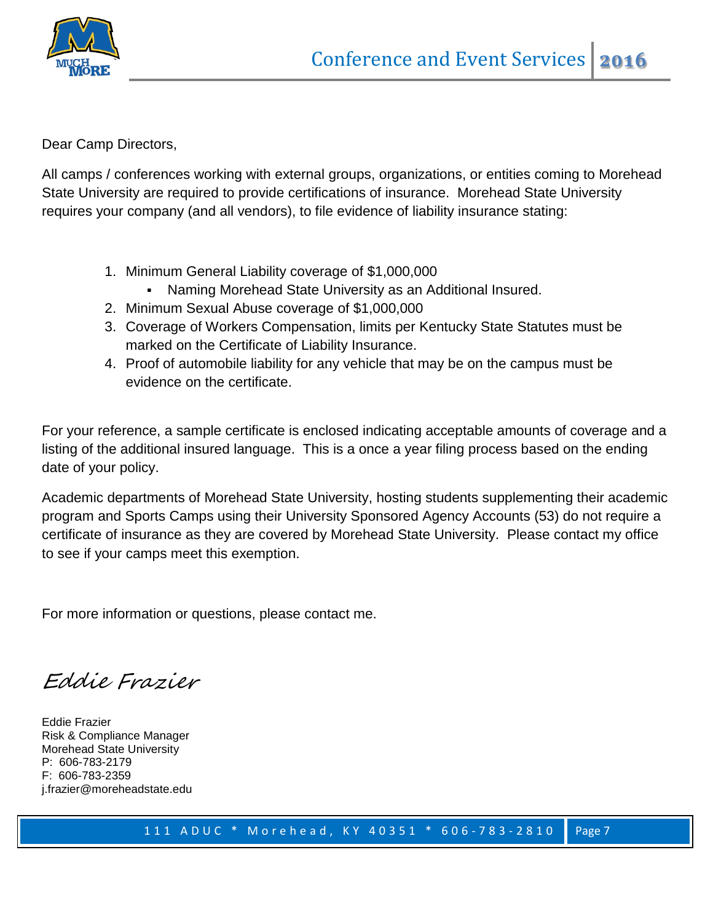Dear Camp Directors,

All camps / conferences working with external groups, organizations, or entities coming to Morehead State University are required to provide certifications of insurance. Morehead State University requires your company (and all vendors), to file evidence of liability insurance stating:

1. Minimum General Liability coverage of $1,000,000
   - Naming Morehead State University as an Additional Insured.
2. Minimum Sexual Abuse coverage of $1,000,000
3. Coverage of Workers Compensation, limits per Kentucky State Statutes must be marked on the Certificate of Liability Insurance.
4. Proof of automobile liability for any vehicle that may be on the campus must be evidence on the certificate.

For your reference, a sample certificate is enclosed indicating acceptable amounts of coverage and a listing of the additional insured language. This is a once a year filing process based on the ending date of your policy.

Academic departments of Morehead State University, hosting students supplementing their academic program and Sports Camps using their University Sponsored Agency Accounts (53) do not require a certificate of insurance as they are covered by Morehead State University. Please contact my office to see if your camps meet this exemption.

For more information or questions, please contact me.

*Eddie Frazier*

Eddie Frazier
Risk & Compliance Manager
Morehead State University
P: 606-783-2179
F: 606-783-2359
j.frazier@moreheadstate.edu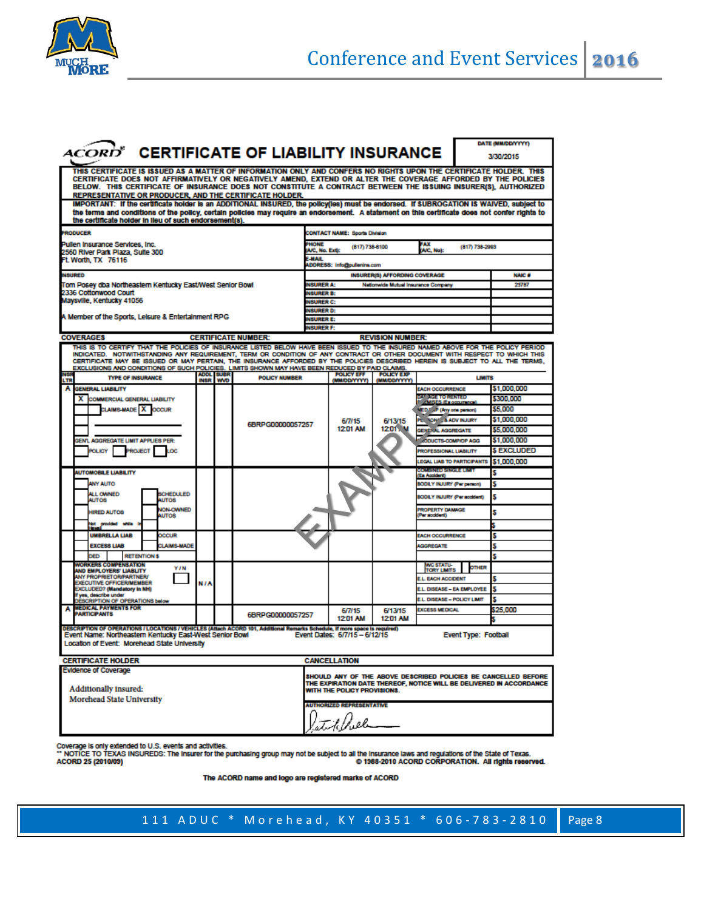# ACORD CERTIFICATE OF LIABILITY INSURANCE

DATE (MM/DD/YYYY): 3/30/2015

THIS CERTIFICATE IS ISSUED AS A MATTER OF INFORMATION ONLY AND CONFERS NO RIGHTS UPON THE CERTIFICATE HOLDER. THIS CERTIFICATE DOES NOT AFFIRMATIVELY OR NEGATIVELY AMEND, EXTEND OR ALTER THE COVERAGE AFFORDED BY THE POLICIES BELOW. THIS CERTIFICATE OF INSURANCE DOES NOT CONSTITUTE A CONTRACT BETWEEN THE ISSUING INSURER(S), AUTHORIZED REPRESENTATIVE OR PRODUCER, AND THE CERTIFICATE HOLDER.

IMPORTANT: If the certificate holder is an ADDITIONAL INSURED, the policy(ies) must be endorsed. If SUBROGATION IS WAIVED, subject to the terms and conditions of the policy, certain policies may require an endorsement. A statement on this certificate does not confer rights to the certificate holder in lieu of such endorsement(s).

**PRODUCER**
Pullen Insurance Services, Inc.
2560 River Park Plaza, Suite 300
Ft Worth, TX 76116

CONTACT NAME: Sports Division
PHONE (A/C, No, Ext): (817) 738-8100
FAX (A/C, No): (817) 738-2993
E-MAIL ADDRESS: info@pullenins.com

**INSURED**
Tom Posey dba Northeastern Kentucky East/West Senior Bowl
2336 Cottonwood Court
Maysville, Kentucky 41056

A Member of the Sports, Leisure & Entertainment RPG

| INSURER(S) AFFORDING COVERAGE | NAIC # |
|---|---|
| INSURER A: Nationwide Mutual Insurance Company | 23787 |
| INSURER B: | |
| INSURER C: | |
| INSURER D: | |
| INSURER E: | |
| INSURER F: | |

**COVERAGES** CERTIFICATE NUMBER: REVISION NUMBER:

THIS IS TO CERTIFY THAT THE POLICIES OF INSURANCE LISTED BELOW HAVE BEEN ISSUED TO THE INSURED NAMED ABOVE FOR THE POLICY PERIOD INDICATED. NOTWITHSTANDING ANY REQUIREMENT, TERM OR CONDITION OF ANY CONTRACT OR OTHER DOCUMENT WITH RESPECT TO WHICH THIS CERTIFICATE MAY BE ISSUED OR MAY PERTAIN, THE INSURANCE AFFORDED BY THE POLICIES DESCRIBED HEREIN IS SUBJECT TO ALL THE TERMS, EXCLUSIONS AND CONDITIONS OF SUCH POLICIES. LIMITS SHOWN MAY HAVE BEEN REDUCED BY PAID CLAIMS.

| INSR LTR | TYPE OF INSURANCE | ADDL INSR | SUBR WVD | POLICY NUMBER | POLICY EFF (MM/DD/YYYY) | POLICY EXP (MM/DD/YYYY) | LIMITS | |
|---|---|---|---|---|---|---|---|---|
| A | GENERAL LIABILITY<br>X COMMERCIAL GENERAL LIABILITY<br>CLAIMS-MADE X OCCUR<br>GEN'L AGGREGATE LIMIT APPLIES PER: POLICY / PROJECT / LOC | | | 6BRPG00000057257 | 6/7/15 12:01 AM | 6/13/15 12:01 AM | EACH OCCURRENCE | $1,000,000 |
| | | | | | | | DAMAGE TO RENTED PREMISES (Ea occurrence) | $300,000 |
| | | | | | | | MED EXP (Any one person) | $5,000 |
| | | | | | | | PERSONAL & ADV INJURY | $1,000,000 |
| | | | | | | | GENERAL AGGREGATE | $5,000,000 |
| | | | | | | | PRODUCTS-COMP/OP AGG | $1,000,000 |
| | | | | | | | PROFESSIONAL LIABILITY | $ EXCLUDED |
| | | | | | | | LEGAL LIAB TO PARTICIPANTS | $1,000,000 |
| | AUTOMOBILE LIABILITY<br>ANY AUTO<br>ALL OWNED AUTOS / SCHEDULED AUTOS<br>HIRED AUTOS / NON-OWNED AUTOS<br>Not provided while in transit | | | | | | COMBINED SINGLE LIMIT (Ea Accident) | $ |
| | | | | | | | BODILY INJURY (Per person) | $ |
| | | | | | | | BODILY INJURY (Per accident) | $ |
| | | | | | | | PROPERTY DAMAGE (Per accident) | $ |
| | | | | | | | | $ |
| | UMBRELLA LIAB / OCCUR<br>EXCESS LIAB / CLAIMS-MADE<br>DED / RETENTION $ | | | | | | EACH OCCURRENCE | $ |
| | | | | | | | AGGREGATE | $ |
| | | | | | | | | $ |
| | WORKERS COMPENSATION AND EMPLOYERS' LIABILITY Y/N<br>ANY PROPRIETOR/PARTNER/EXECUTIVE OFFICER/MEMBER EXCLUDED? (Mandatory in NH)<br>If yes, describe under DESCRIPTION OF OPERATIONS below | N/A | | | | | WC STATUTORY LIMITS / OTHER | |
| | | | | | | | E.L. EACH ACCIDENT | $ |
| | | | | | | | E.L. DISEASE – EA EMPLOYEE | $ |
| | | | | | | | E.L. DISEASE – POLICY LIMIT | $ |
| A | MEDICAL PAYMENTS FOR PARTICIPANTS | | | 6BRPG00000057257 | 6/7/15 12:01 AM | 6/13/15 12:01 AM | EXCESS MEDICAL | $25,000 |
| | | | | | | | | $ |

DESCRIPTION OF OPERATIONS / LOCATIONS / VEHICLES (Attach ACORD 101, Additional Remarks Schedule, if more space is required)
Event Name: Northeastern Kentucky East-West Senior Bowl  Event Dates: 6/7/15 – 6/12/15  Event Type: Football
Location of Event: Morehead State University

**CERTIFICATE HOLDER**
Evidence of Coverage

Additionally insured:
Morehead State University

**CANCELLATION**
SHOULD ANY OF THE ABOVE DESCRIBED POLICIES BE CANCELLED BEFORE THE EXPIRATION DATE THEREOF, NOTICE WILL BE DELIVERED IN ACCORDANCE WITH THE POLICY PROVISIONS.

AUTHORIZED REPRESENTATIVE

EXAMPLE

Coverage is only extended to U.S. events and activities.
** NOTICE TO TEXAS INSUREDS: The insurer for the purchasing group may not be subject to all the insurance laws and regulations of the State of Texas.
ACORD 25 (2010/05) © 1988-2010 ACORD CORPORATION. All rights reserved.

The ACORD name and logo are registered marks of ACORD

111 ADUC * Morehead, KY 40351 * 606-783-2810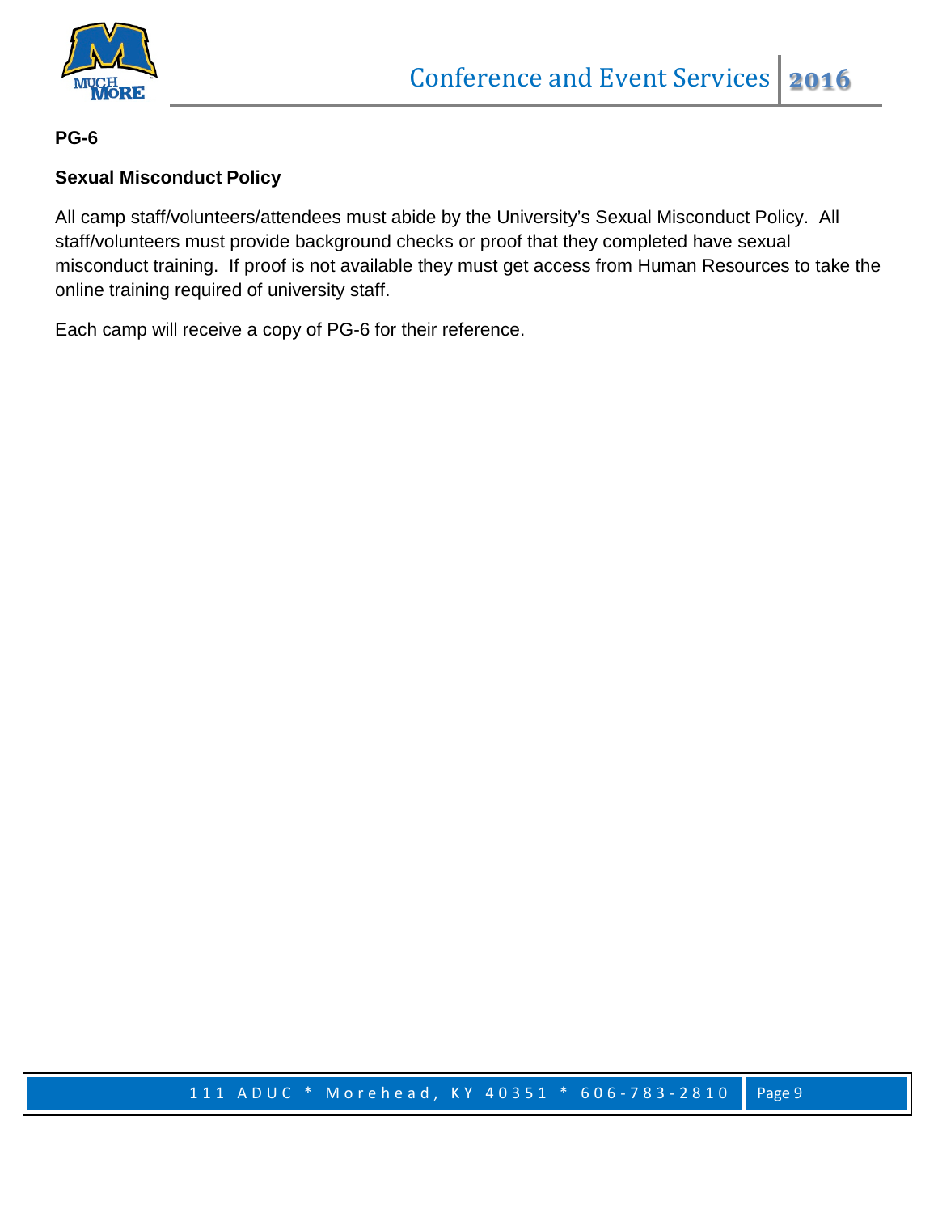**PG-6**

**Sexual Misconduct Policy**

All camp staff/volunteers/attendees must abide by the University's Sexual Misconduct Policy. All staff/volunteers must provide background checks or proof that they completed have sexual misconduct training. If proof is not available they must get access from Human Resources to take the online training required of university staff.

Each camp will receive a copy of PG-6 for their reference.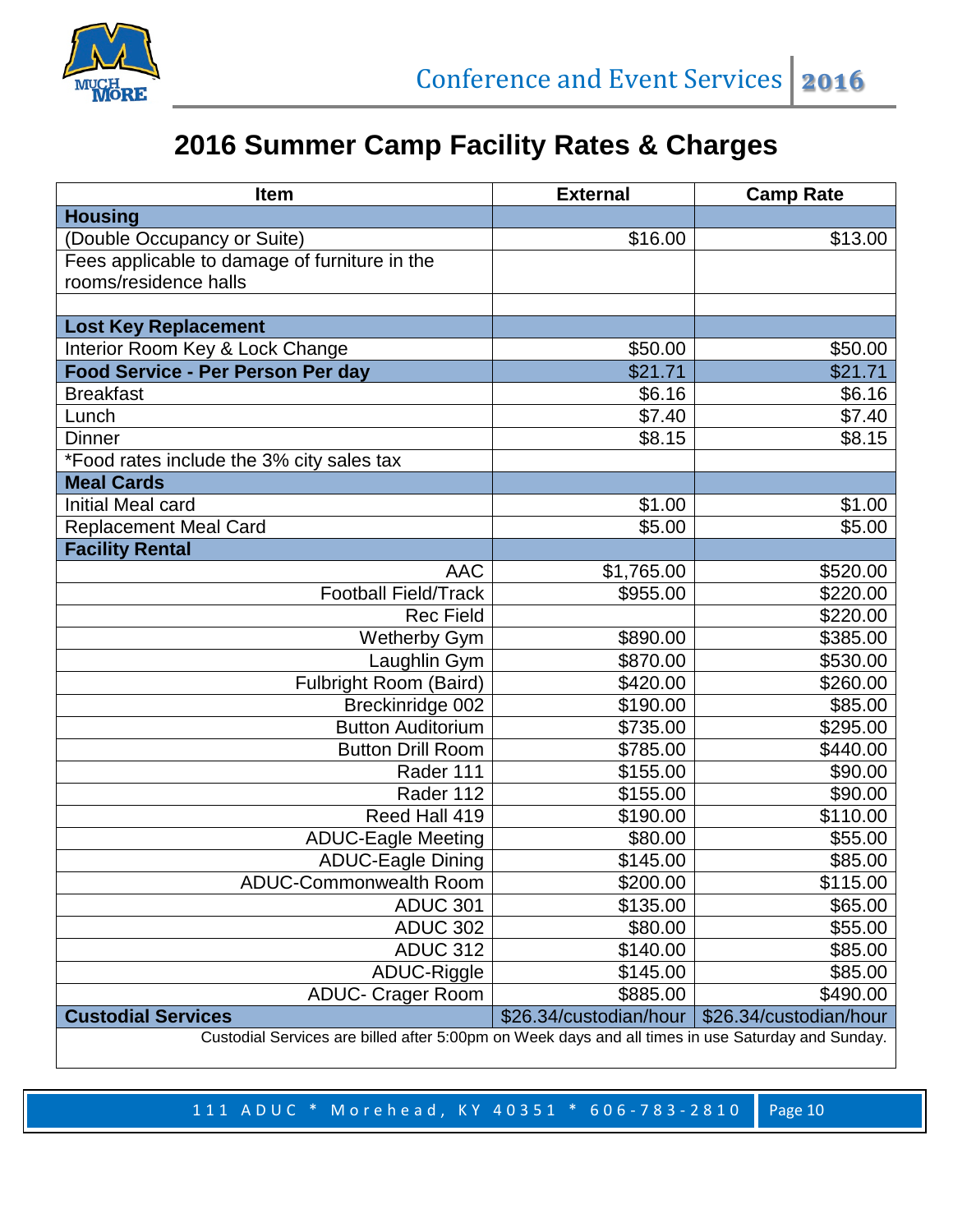# 2016 Summer Camp Facility Rates & Charges

| Item | External | Camp Rate |
|---|---|---|
| **Housing** | | |
| (Double Occupancy or Suite) | $16.00 | $13.00 |
| Fees applicable to damage of furniture in the rooms/residence halls | | |
| | | |
| **Lost Key Replacement** | | |
| Interior Room Key & Lock Change | $50.00 | $50.00 |
| **Food Service - Per Person Per day** | $21.71 | $21.71 |
| Breakfast | $6.16 | $6.16 |
| Lunch | $7.40 | $7.40 |
| Dinner | $8.15 | $8.15 |
| *Food rates include the 3% city sales tax | | |
| **Meal Cards** | | |
| Initial Meal card | $1.00 | $1.00 |
| Replacement Meal Card | $5.00 | $5.00 |
| **Facility Rental** | | |
| AAC | $1,765.00 | $520.00 |
| Football Field/Track | $955.00 | $220.00 |
| Rec Field | | $220.00 |
| Wetherby Gym | $890.00 | $385.00 |
| Laughlin Gym | $870.00 | $530.00 |
| Fulbright Room (Baird) | $420.00 | $260.00 |
| Breckinridge 002 | $190.00 | $85.00 |
| Button Auditorium | $735.00 | $295.00 |
| Button Drill Room | $785.00 | $440.00 |
| Rader 111 | $155.00 | $90.00 |
| Rader 112 | $155.00 | $90.00 |
| Reed Hall 419 | $190.00 | $110.00 |
| ADUC-Eagle Meeting | $80.00 | $55.00 |
| ADUC-Eagle Dining | $145.00 | $85.00 |
| ADUC-Commonwealth Room | $200.00 | $115.00 |
| ADUC 301 | $135.00 | $65.00 |
| ADUC 302 | $80.00 | $55.00 |
| ADUC 312 | $140.00 | $85.00 |
| ADUC-Riggle | $145.00 | $85.00 |
| ADUC- Crager Room | $885.00 | $490.00 |
| **Custodial Services** | $26.34/custodian/hour | $26.34/custodian/hour |
| Custodial Services are billed after 5:00pm on Week days and all times in use Saturday and Sunday. | | |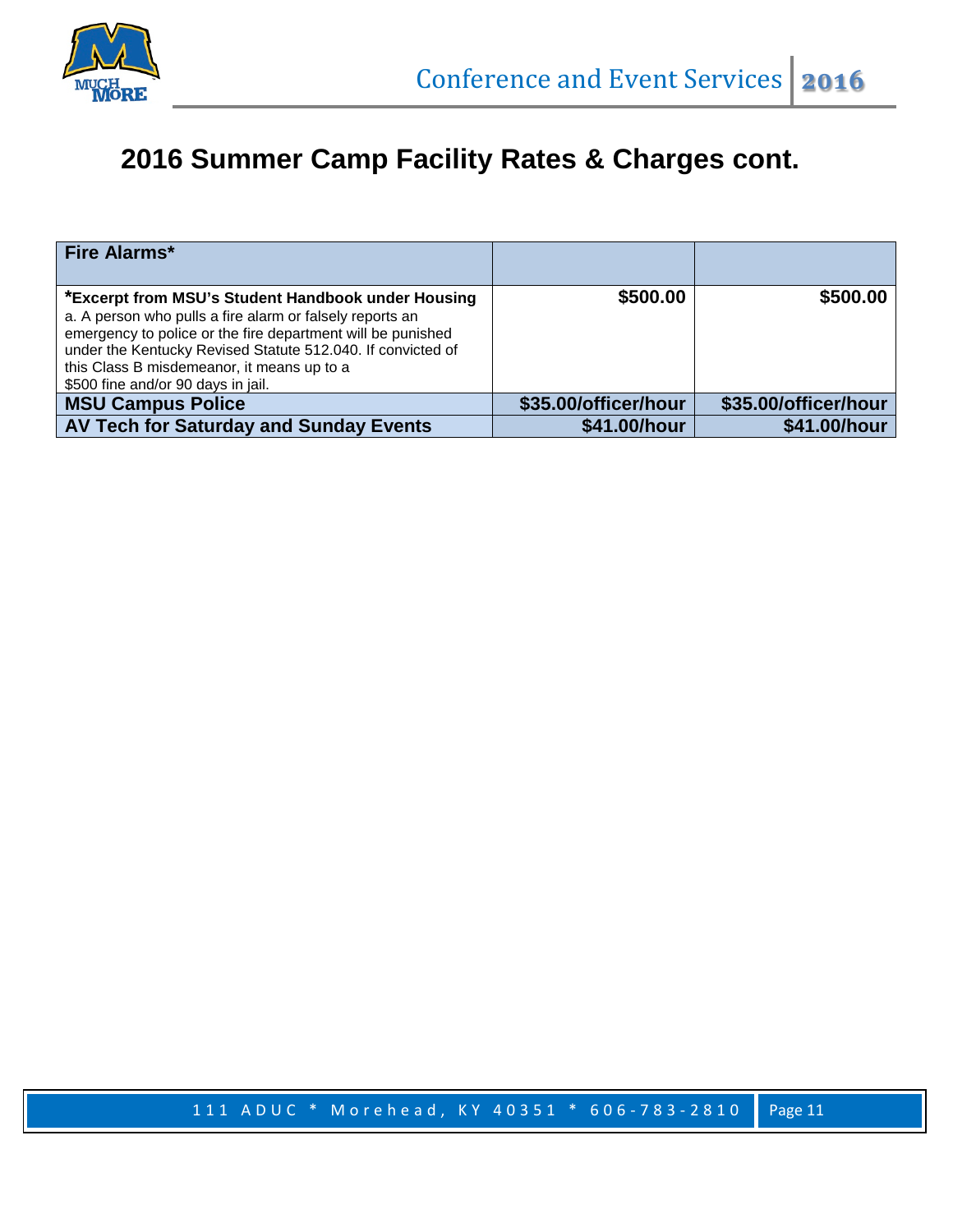# 2016 Summer Camp Facility Rates & Charges cont.

| Fire Alarms* | | |
|---|---|---|
| ***Excerpt from MSU's Student Handbook under Housing**<br>a. A person who pulls a fire alarm or falsely reports an emergency to police or the fire department will be punished under the Kentucky Revised Statute 512.040. If convicted of this Class B misdemeanor, it means up to a $500 fine and/or 90 days in jail. | **$500.00** | **$500.00** |
| **MSU Campus Police** | **$35.00/officer/hour** | **$35.00/officer/hour** |
| **AV Tech for Saturday and Sunday Events** | **$41.00/hour** | **$41.00/hour** |

111 ADUC * Morehead, KY 40351 * 606-783-2810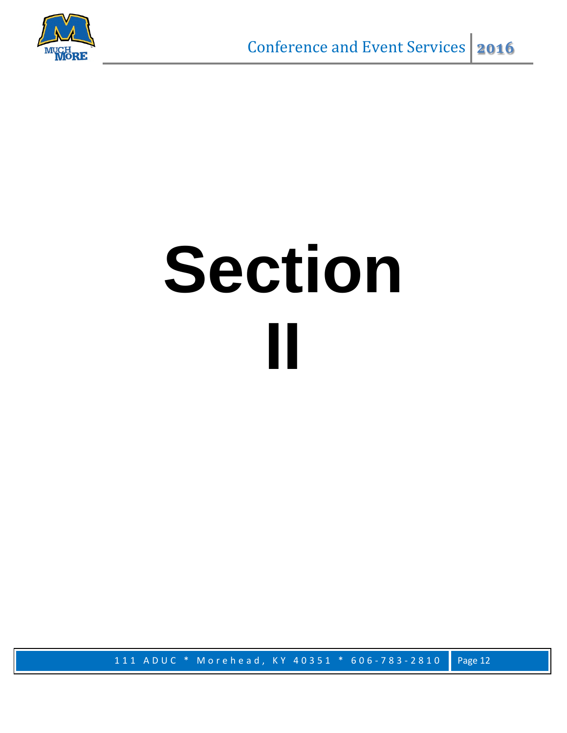# Section II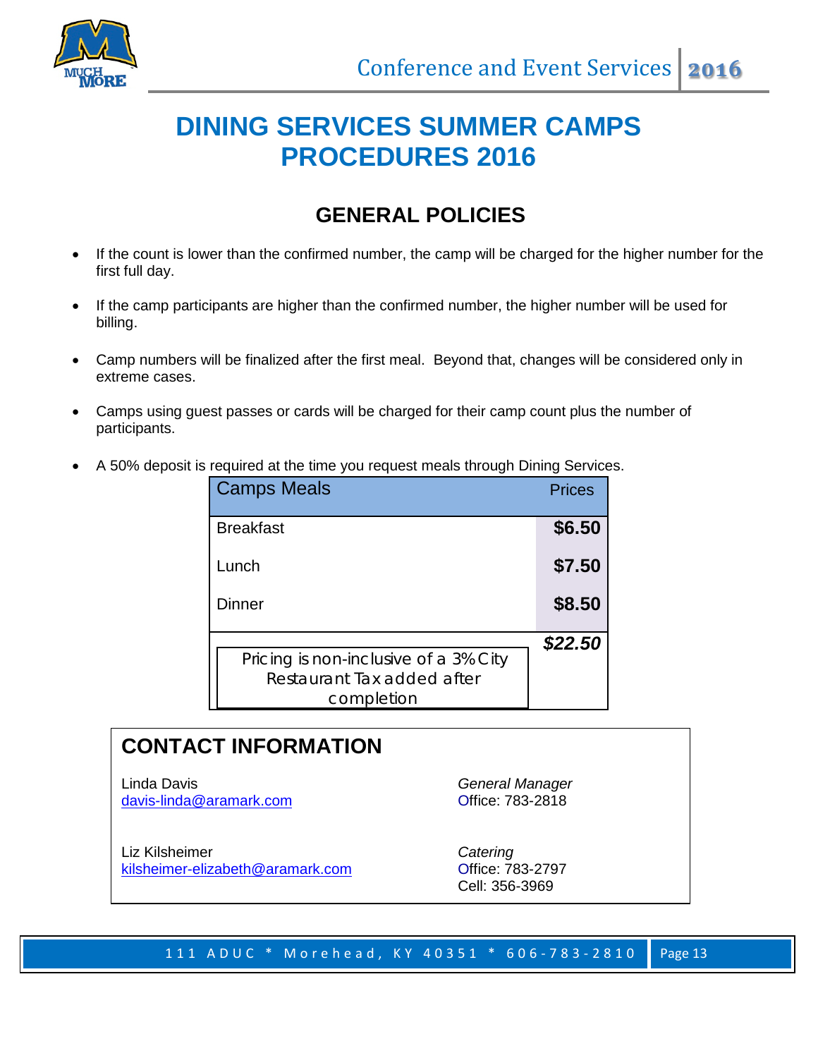# DINING SERVICES SUMMER CAMPS PROCEDURES 2016

## GENERAL POLICIES

- If the count is lower than the confirmed number, the camp will be charged for the higher number for the first full day.
- If the camp participants are higher than the confirmed number, the higher number will be used for billing.
- Camp numbers will be finalized after the first meal. Beyond that, changes will be considered only in extreme cases.
- Camps using guest passes or cards will be charged for their camp count plus the number of participants.
- A 50% deposit is required at the time you request meals through Dining Services.

| Camps Meals | Prices |
|---|---|
| Breakfast | **$6.50** |
| Lunch | **$7.50** |
| Dinner | **$8.50** |
| Pricing is non-inclusive of a 3% City Restaurant Tax added after completion | ***$22.50*** |

## CONTACT INFORMATION

| | |
|---|---|
| Linda Davis<br>davis-linda@aramark.com | *General Manager*<br>Office: 783-2818 |
| Liz Kilsheimer<br>kilsheimer-elizabeth@aramark.com | *Catering*<br>Office: 783-2797<br>Cell: 356-3969 |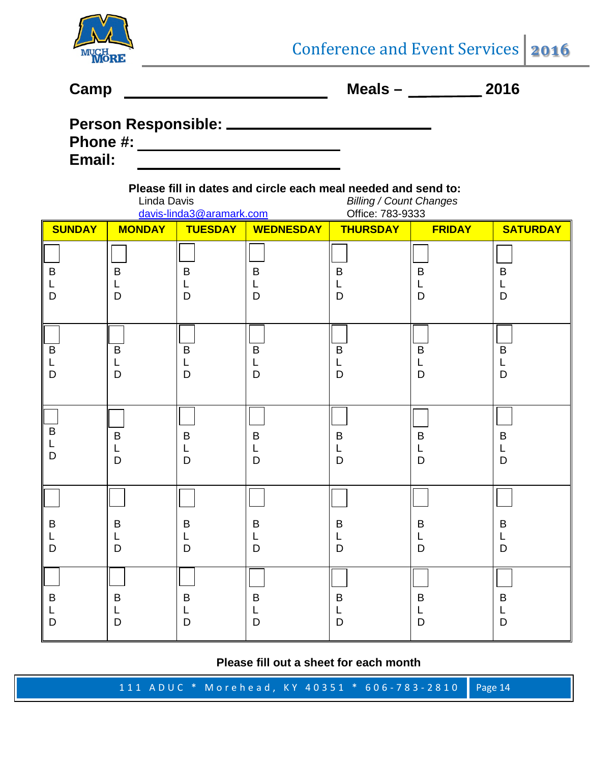**Camp** ______________________ **Meals –** ________ **2016**

**Person Responsible:** ______________________

**Phone #:** ______________________

**Email:** ______________________

**Please fill in dates and circle each meal needed and send to:**

Linda Davis
davis-linda3@aramark.com

*Billing / Count Changes*
Office: 783-9333

| SUNDAY | MONDAY | TUESDAY | WEDNESDAY | THURSDAY | FRIDAY | SATURDAY |
|---|---|---|---|---|---|---|
| ☐ B L D | ☐ B L D | ☐ B L D | ☐ B L D | ☐ B L D | ☐ B L D | ☐ B L D |
| ☐ B L D | ☐ B L D | ☐ B L D | ☐ B L D | ☐ B L D | ☐ B L D | ☐ B L D |
| ☐ B L D | ☐ B L D | ☐ B L D | ☐ B L D | ☐ B L D | ☐ B L D | ☐ B L D |
| ☐ B L D | ☐ B L D | ☐ B L D | ☐ B L D | ☐ B L D | ☐ B L D | ☐ B L D |
| ☐ B L D | ☐ B L D | ☐ B L D | ☐ B L D | ☐ B L D | ☐ B L D | ☐ B L D |

**Please fill out a sheet for each month**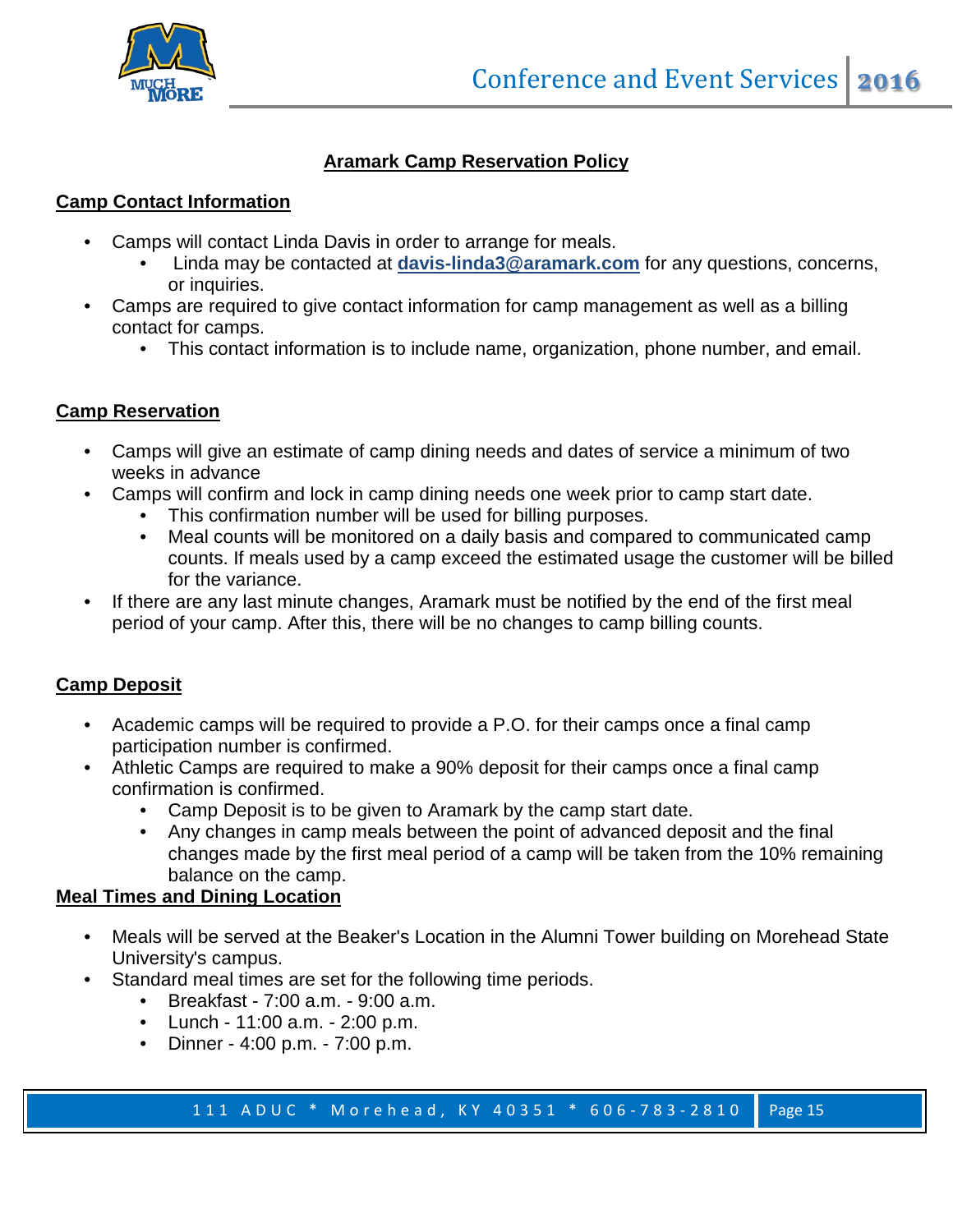# Aramark Camp Reservation Policy

## Camp Contact Information

- Camps will contact Linda Davis in order to arrange for meals.
  - Linda may be contacted at **davis-linda3@aramark.com** for any questions, concerns, or inquiries.
- Camps are required to give contact information for camp management as well as a billing contact for camps.
  - This contact information is to include name, organization, phone number, and email.

## Camp Reservation

- Camps will give an estimate of camp dining needs and dates of service a minimum of two weeks in advance
- Camps will confirm and lock in camp dining needs one week prior to camp start date.
  - This confirmation number will be used for billing purposes.
  - Meal counts will be monitored on a daily basis and compared to communicated camp counts. If meals used by a camp exceed the estimated usage the customer will be billed for the variance.
- If there are any last minute changes, Aramark must be notified by the end of the first meal period of your camp. After this, there will be no changes to camp billing counts.

## Camp Deposit

- Academic camps will be required to provide a P.O. for their camps once a final camp participation number is confirmed.
- Athletic Camps are required to make a 90% deposit for their camps once a final camp confirmation is confirmed.
  - Camp Deposit is to be given to Aramark by the camp start date.
  - Any changes in camp meals between the point of advanced deposit and the final changes made by the first meal period of a camp will be taken from the 10% remaining balance on the camp.

## Meal Times and Dining Location

- Meals will be served at the Beaker's Location in the Alumni Tower building on Morehead State University's campus.
- Standard meal times are set for the following time periods.
  - Breakfast - 7:00 a.m. - 9:00 a.m.
  - Lunch - 11:00 a.m. - 2:00 p.m.
  - Dinner - 4:00 p.m. - 7:00 p.m.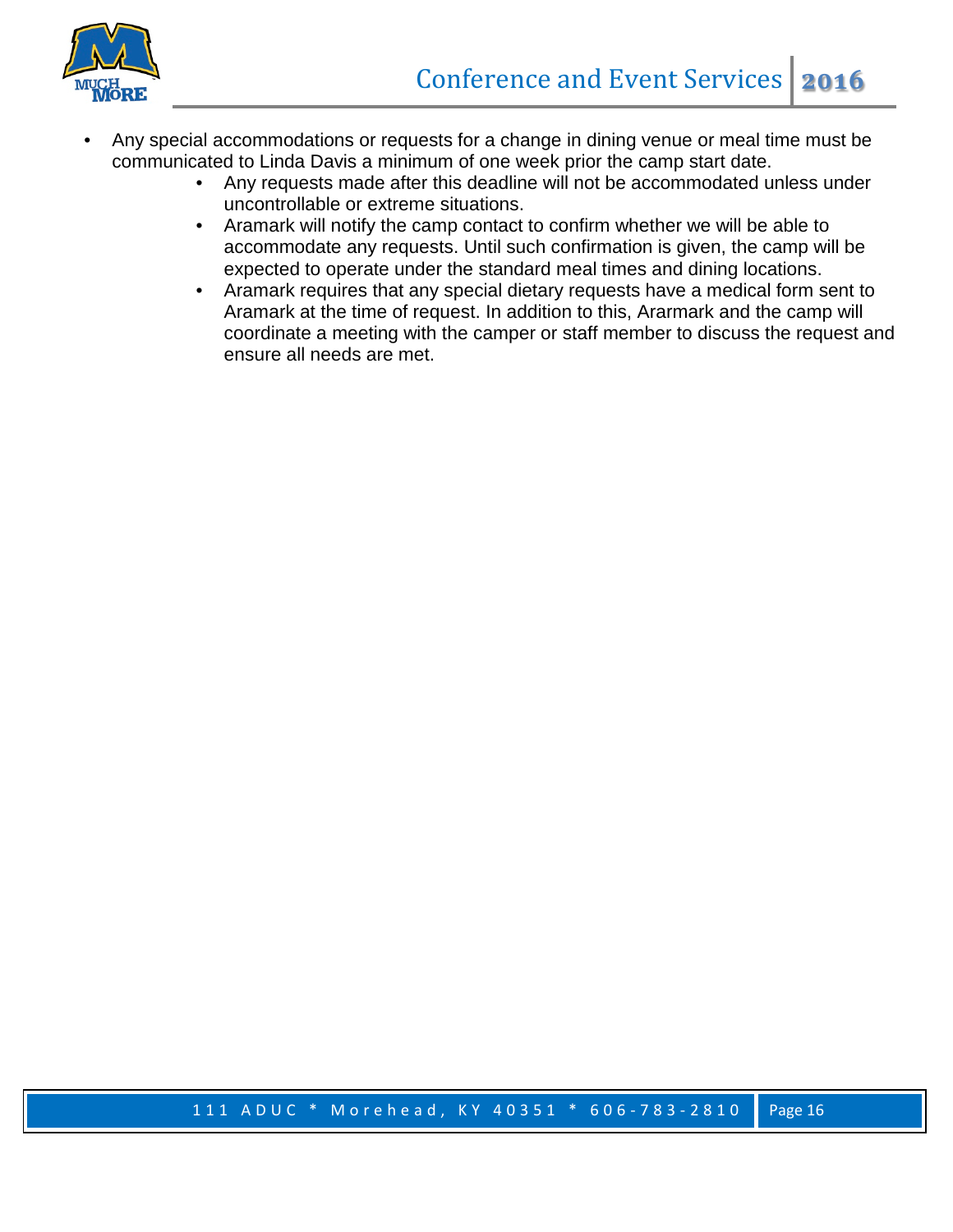- Any special accommodations or requests for a change in dining venue or meal time must be communicated to Linda Davis a minimum of one week prior the camp start date.
    - Any requests made after this deadline will not be accommodated unless under uncontrollable or extreme situations.
    - Aramark will notify the camp contact to confirm whether we will be able to accommodate any requests. Until such confirmation is given, the camp will be expected to operate under the standard meal times and dining locations.
    - Aramark requires that any special dietary requests have a medical form sent to Aramark at the time of request. In addition to this, Ararmark and the camp will coordinate a meeting with the camper or staff member to discuss the request and ensure all needs are met.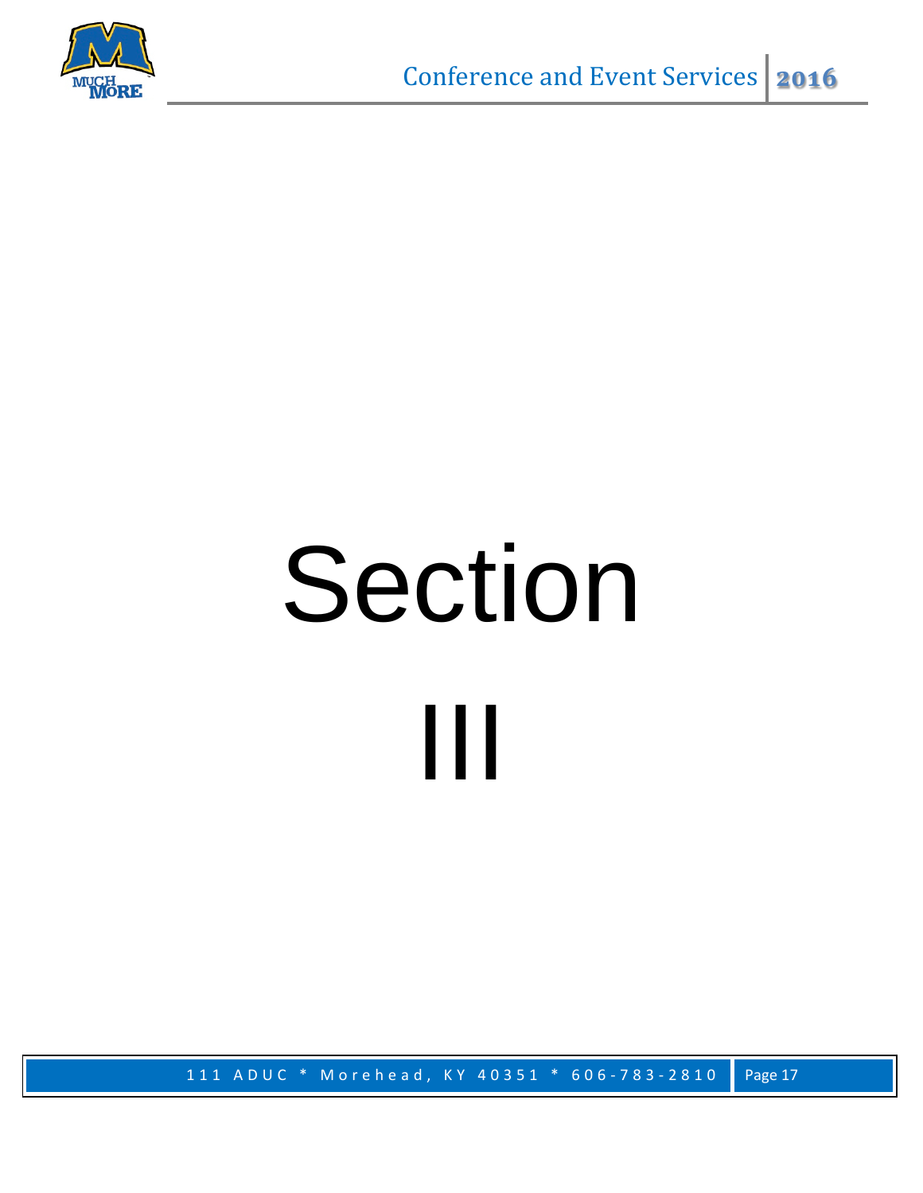# Section III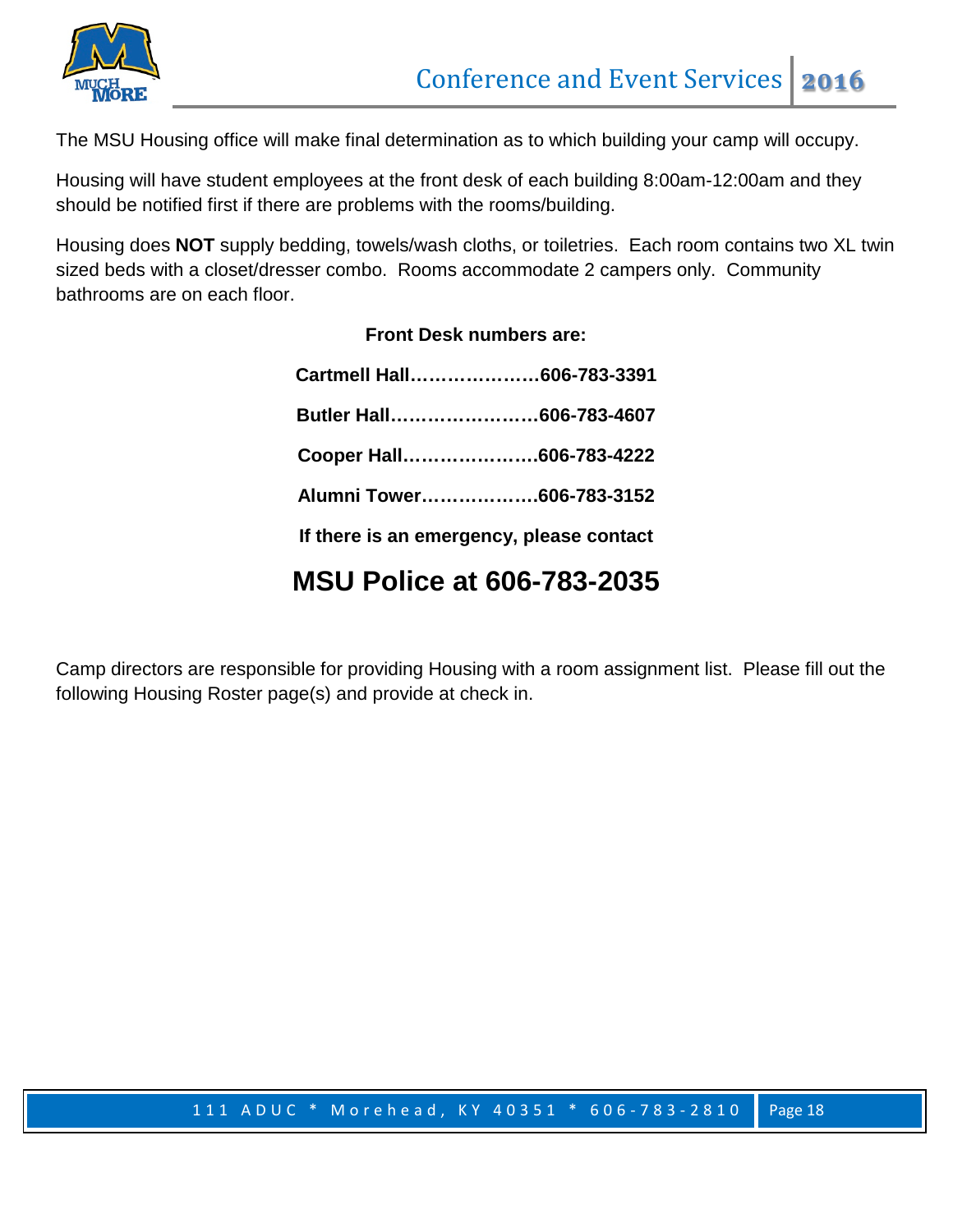The MSU Housing office will make final determination as to which building your camp will occupy.

Housing will have student employees at the front desk of each building 8:00am-12:00am and they should be notified first if there are problems with the rooms/building.

Housing does **NOT** supply bedding, towels/wash cloths, or toiletries. Each room contains two XL twin sized beds with a closet/dresser combo. Rooms accommodate 2 campers only. Community bathrooms are on each floor.

**Front Desk numbers are:**

**Cartmell Hall…………………606-783-3391**

**Butler Hall……………………606-783-4607**

**Cooper Hall………………….606-783-4222**

**Alumni Tower……………….606-783-3152**

**If there is an emergency, please contact**

## MSU Police at 606-783-2035

Camp directors are responsible for providing Housing with a room assignment list. Please fill out the following Housing Roster page(s) and provide at check in.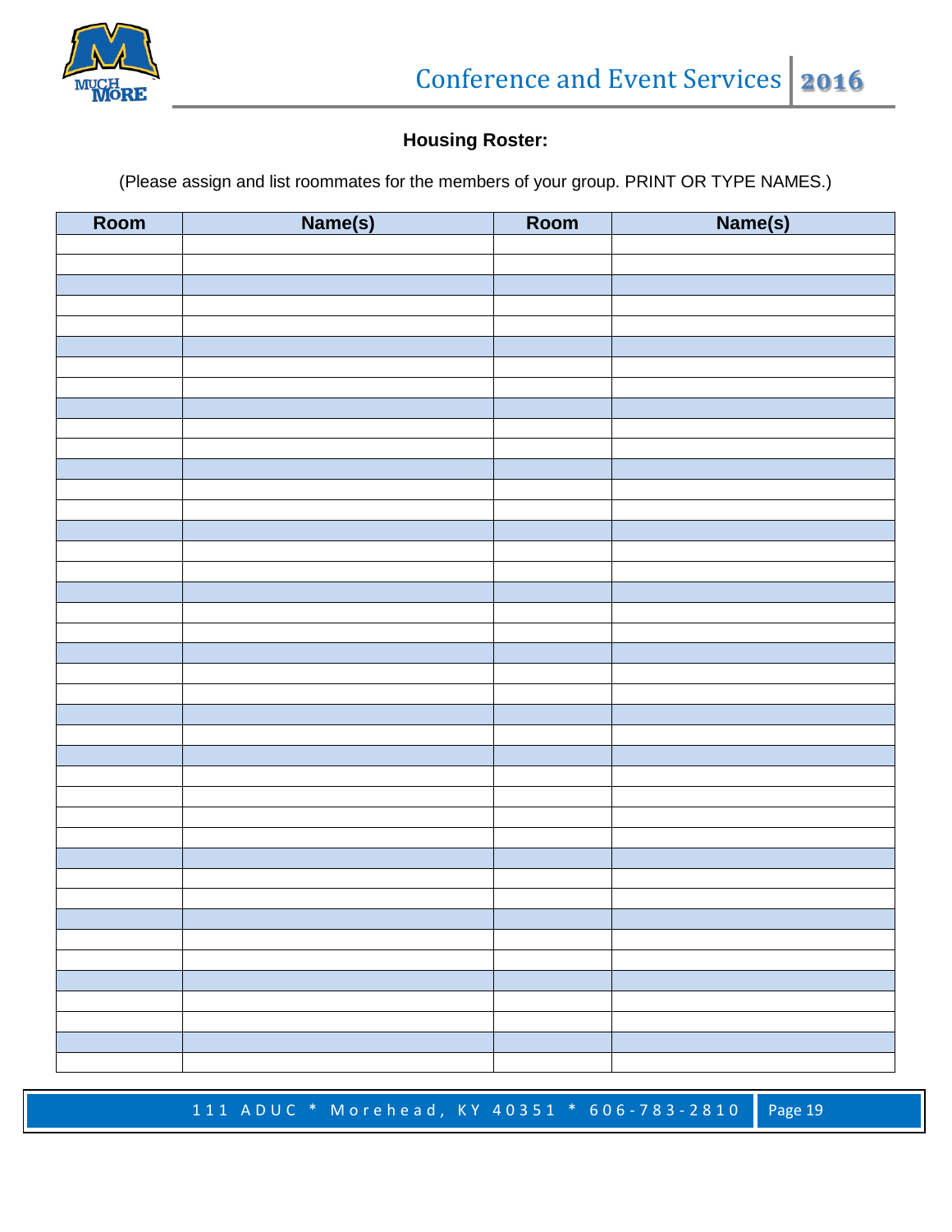**Housing Roster:**

(Please assign and list roommates for the members of your group. PRINT OR TYPE NAMES.)

| Room | Name(s) | Room | Name(s) |
|---|---|---|---|
| | | | |
| | | | |
| | | | |
| | | | |
| | | | |
| | | | |
| | | | |
| | | | |
| | | | |
| | | | |
| | | | |
| | | | |
| | | | |
| | | | |
| | | | |
| | | | |
| | | | |
| | | | |
| | | | |
| | | | |
| | | | |
| | | | |
| | | | |
| | | | |
| | | | |
| | | | |
| | | | |
| | | | |
| | | | |
| | | | |
| | | | |
| | | | |
| | | | |
| | | | |
| | | | |
| | | | |
| | | | |
| | | | |
| | | | |
| | | | |
| | | | |
| | | | |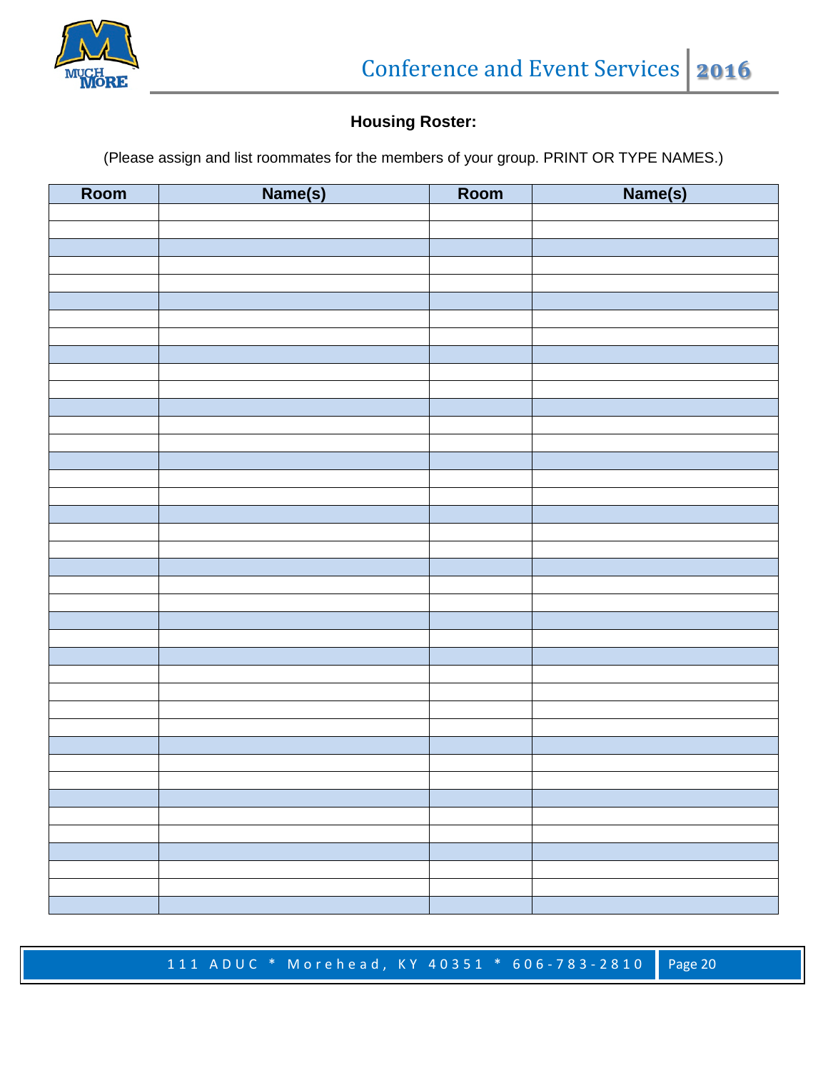**Housing Roster:**

(Please assign and list roommates for the members of your group. PRINT OR TYPE NAMES.)

| Room | Name(s) | Room | Name(s) |
|---|---|---|---|
| | | | |
| | | | |
| | | | |
| | | | |
| | | | |
| | | | |
| | | | |
| | | | |
| | | | |
| | | | |
| | | | |
| | | | |
| | | | |
| | | | |
| | | | |
| | | | |
| | | | |
| | | | |
| | | | |
| | | | |
| | | | |
| | | | |
| | | | |
| | | | |
| | | | |
| | | | |
| | | | |
| | | | |
| | | | |
| | | | |
| | | | |
| | | | |
| | | | |
| | | | |
| | | | |
| | | | |
| | | | |
| | | | |
| | | | |
| | | | |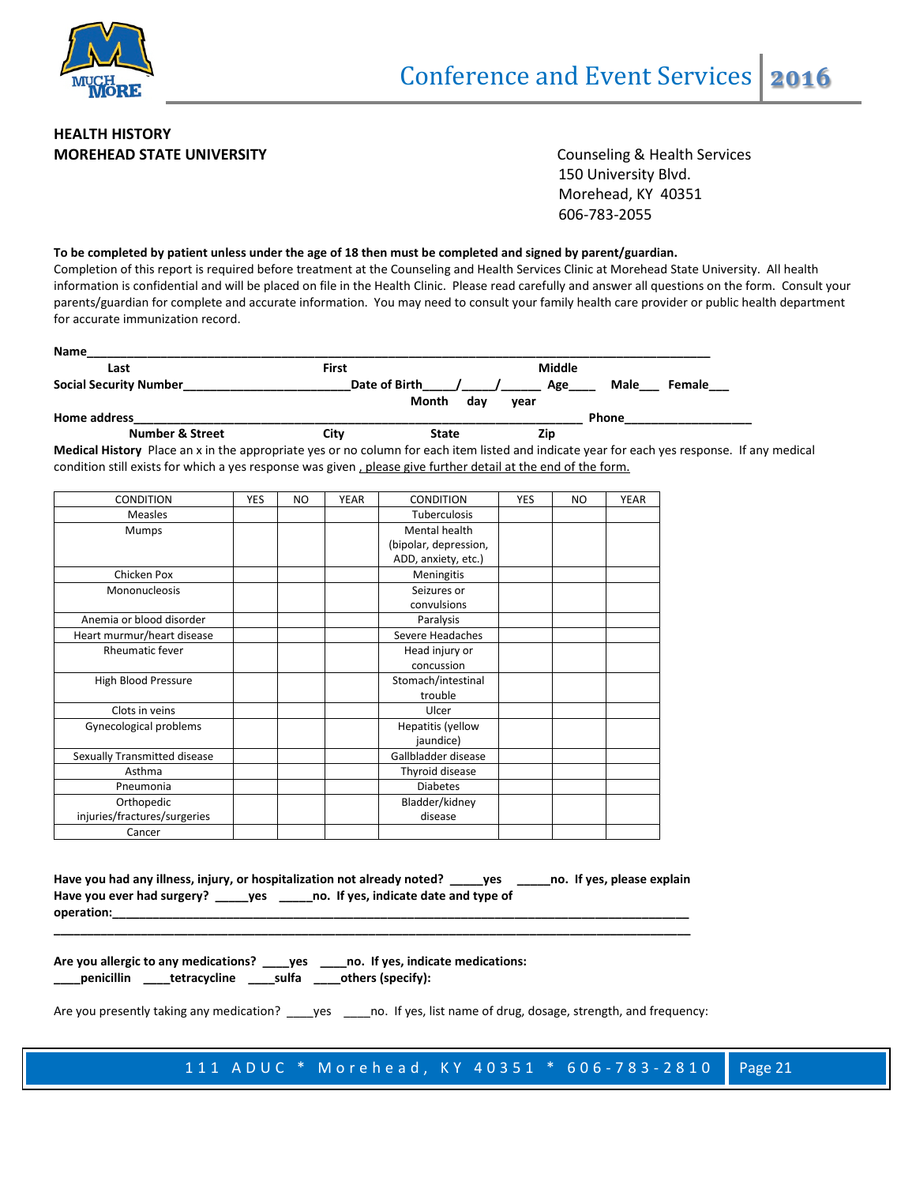**HEALTH HISTORY**
**MOREHEAD STATE UNIVERSITY**

Counseling & Health Services
150 University Blvd.
Morehead, KY 40351
606-783-2055

**To be completed by patient unless under the age of 18 then must be completed and signed by parent/guardian.**
Completion of this report is required before treatment at the Counseling and Health Services Clinic at Morehead State University. All health information is confidential and will be placed on file in the Health Clinic. Please read carefully and answer all questions on the form. Consult your parents/guardian for complete and accurate information. You may need to consult your family health care provider or public health department for accurate immunization record.

**Name**_______________________________________________________________________________
**Last** **First** **Middle**

**Social Security Number**________________________**Date of Birth**____/____/______ **Age**____ **Male**___ **Female**___
**Month day year**

**Home address**_________________________________________________________________ **Phone**__________________
**Number & Street** **City** **State** **Zip**

**Medical History** Place an x in the appropriate yes or no column for each item listed and indicate year for each yes response. If any medical condition still exists for which a yes response was given , please give further detail at the end of the form.

| CONDITION | YES | NO | YEAR | CONDITION | YES | NO | YEAR |
|---|---|---|---|---|---|---|---|
| Measles | | | | Tuberculosis | | | |
| Mumps | | | | Mental health (bipolar, depression, ADD, anxiety, etc.) | | | |
| Chicken Pox | | | | Meningitis | | | |
| Mononucleosis | | | | Seizures or convulsions | | | |
| Anemia or blood disorder | | | | Paralysis | | | |
| Heart murmur/heart disease | | | | Severe Headaches | | | |
| Rheumatic fever | | | | Head injury or concussion | | | |
| High Blood Pressure | | | | Stomach/intestinal trouble | | | |
| Clots in veins | | | | Ulcer | | | |
| Gynecological problems | | | | Hepatitis (yellow jaundice) | | | |
| Sexually Transmitted disease | | | | Gallbladder disease | | | |
| Asthma | | | | Thyroid disease | | | |
| Pneumonia | | | | Diabetes | | | |
| Orthopedic injuries/fractures/surgeries | | | | Bladder/kidney disease | | | |
| Cancer | | | | | | | |

**Have you had any illness, injury, or hospitalization not already noted? _____yes _____no. If yes, please explain**
**Have you ever had surgery? _____yes _____no. If yes, indicate date and type of operation:**___________________________________________________________________________
_____________________________________________________________________________________

**Are you allergic to any medications? ____yes ____no. If yes, indicate medications:**
**____penicillin ____tetracycline ____sulfa ____others (specify):**

Are you presently taking any medication? ____yes ____no. If yes, list name of drug, dosage, strength, and frequency: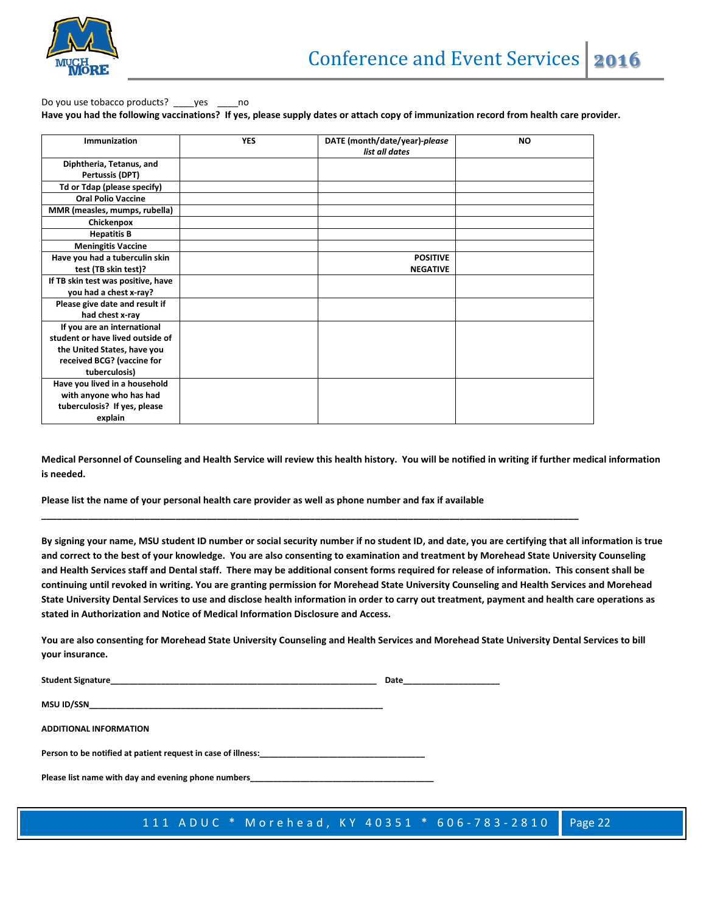Do you use tobacco products? ____yes ____no

**Have you had the following vaccinations? If yes, please supply dates or attach copy of immunization record from health care provider.**

| Immunization | YES | DATE (month/date/year)-*please list all dates* | NO |
|---|---|---|---|
| Diphtheria, Tetanus, and Pertussis (DPT) | | | |
| Td or Tdap (please specify) | | | |
| Oral Polio Vaccine | | | |
| MMR (measles, mumps, rubella) | | | |
| Chickenpox | | | |
| Hepatitis B | | | |
| Meningitis Vaccine | | | |
| Have you had a tuberculin skin test (TB skin test)? | | POSITIVE NEGATIVE | |
| If TB skin test was positive, have you had a chest x-ray? | | | |
| Please give date and result if had chest x-ray | | | |
| If you are an international student or have lived outside of the United States, have you received BCG? (vaccine for tuberculosis) | | | |
| Have you lived in a household with anyone who has had tuberculosis? If yes, please explain | | | |

**Medical Personnel of Counseling and Health Service will review this health history. You will be notified in writing if further medical information is needed.**

**Please list the name of your personal health care provider as well as phone number and fax if available**

**_______________________________________________________________________________________________**

**By signing your name, MSU student ID number or social security number if no student ID, and date, you are certifying that all information is true and correct to the best of your knowledge. You are also consenting to examination and treatment by Morehead State University Counseling and Health Services staff and Dental staff. There may be additional consent forms required for release of information. This consent shall be continuing until revoked in writing. You are granting permission for Morehead State University Counseling and Health Services and Morehead State University Dental Services to use and disclose health information in order to carry out treatment, payment and health care operations as stated in Authorization and Notice of Medical Information Disclosure and Access.**

**You are also consenting for Morehead State University Counseling and Health Services and Morehead State University Dental Services to bill your insurance.**

**Student Signature**________________________________________________ **Date**____________________

**MSU ID/SSN**________________________________________________________

**ADDITIONAL INFORMATION**

**Person to be notified at patient request in case of illness:**___________________________________

**Please list name with day and evening phone numbers**_______________________________________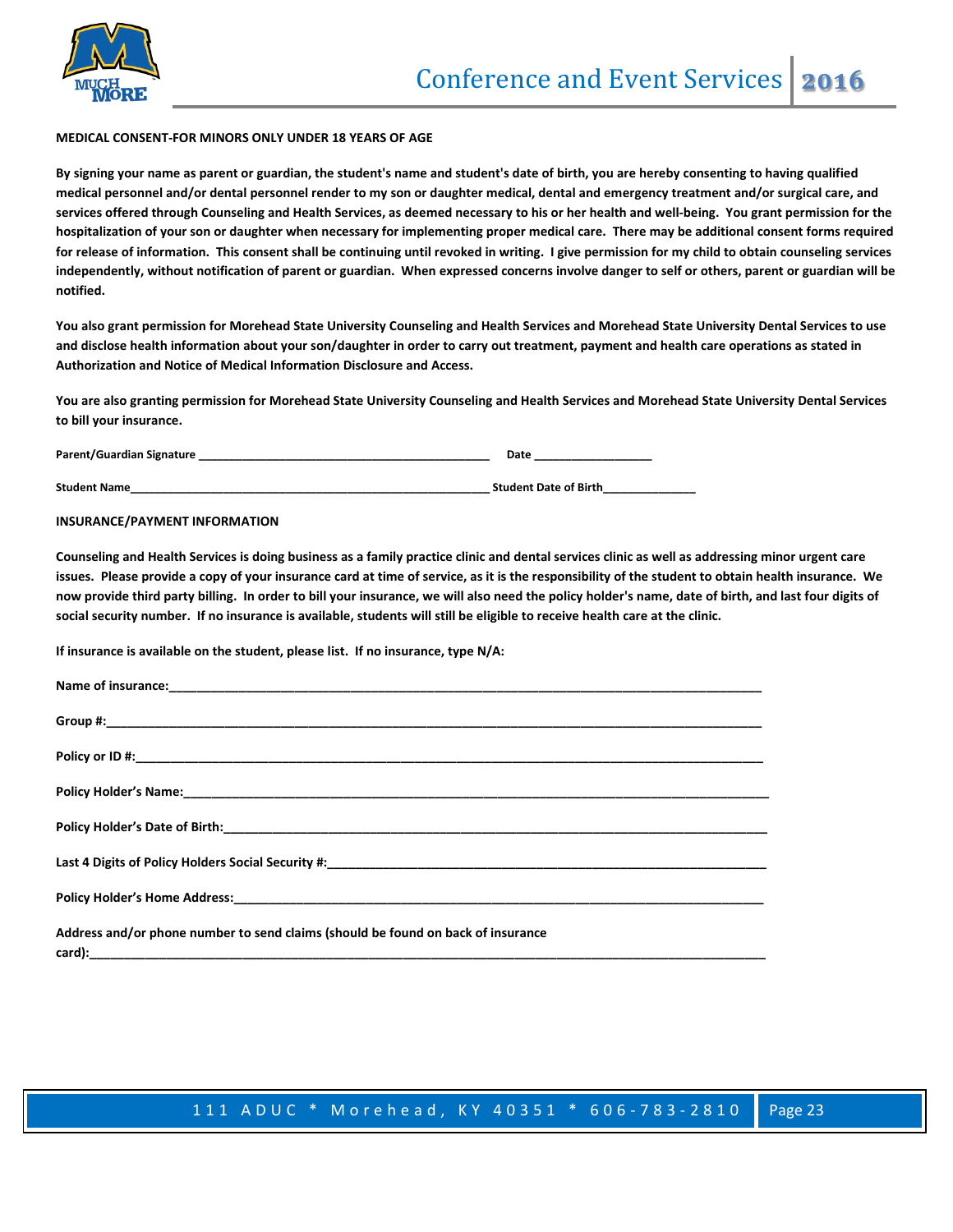**MEDICAL CONSENT-FOR MINORS ONLY UNDER 18 YEARS OF AGE**

**By signing your name as parent or guardian, the student's name and student's date of birth, you are hereby consenting to having qualified medical personnel and/or dental personnel render to my son or daughter medical, dental and emergency treatment and/or surgical care, and services offered through Counseling and Health Services, as deemed necessary to his or her health and well-being. You grant permission for the hospitalization of your son or daughter when necessary for implementing proper medical care. There may be additional consent forms required for release of information. This consent shall be continuing until revoked in writing. I give permission for my child to obtain counseling services independently, without notification of parent or guardian. When expressed concerns involve danger to self or others, parent or guardian will be notified.**

**You also grant permission for Morehead State University Counseling and Health Services and Morehead State University Dental Services to use and disclose health information about your son/daughter in order to carry out treatment, payment and health care operations as stated in Authorization and Notice of Medical Information Disclosure and Access.**

**You are also granting permission for Morehead State University Counseling and Health Services and Morehead State University Dental Services to bill your insurance.**

**Parent/Guardian Signature** _____________________________________________ **Date** ___________________

**Student Name**__________________________________________________________ **Student Date of Birth**______________

**INSURANCE/PAYMENT INFORMATION**

**Counseling and Health Services is doing business as a family practice clinic and dental services clinic as well as addressing minor urgent care issues. Please provide a copy of your insurance card at time of service, as it is the responsibility of the student to obtain health insurance. We now provide third party billing. In order to bill your insurance, we will also need the policy holder's name, date of birth, and last four digits of social security number. If no insurance is available, students will still be eligible to receive health care at the clinic.**

**If insurance is available on the student, please list. If no insurance, type N/A:**

**Name of insurance:**_____________________________________________________________________________

**Group #:**______________________________________________________________________________________

**Policy or ID #:**__________________________________________________________________________________

**Policy Holder's Name:**___________________________________________________________________________

**Policy Holder's Date of Birth:**_____________________________________________________________________

**Last 4 Digits of Policy Holders Social Security #:**______________________________________________________

**Policy Holder's Home Address:**____________________________________________________________________

**Address and/or phone number to send claims (should be found on back of insurance card):**_________________________________________________________________________________________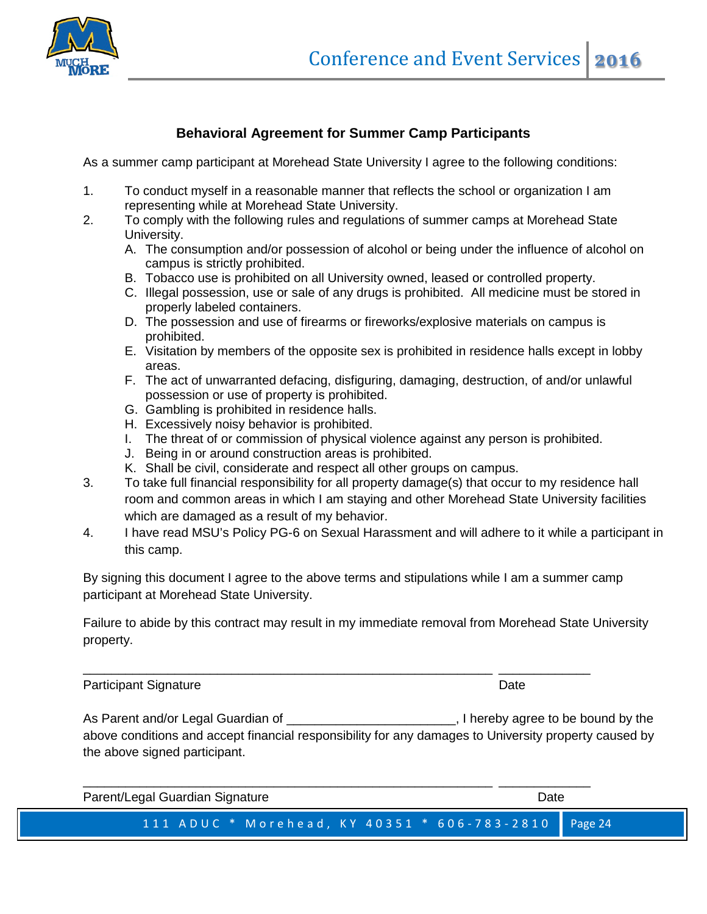### Behavioral Agreement for Summer Camp Participants

As a summer camp participant at Morehead State University I agree to the following conditions:

1. To conduct myself in a reasonable manner that reflects the school or organization I am representing while at Morehead State University.
2. To comply with the following rules and regulations of summer camps at Morehead State University.
   - A. The consumption and/or possession of alcohol or being under the influence of alcohol on campus is strictly prohibited.
   - B. Tobacco use is prohibited on all University owned, leased or controlled property.
   - C. Illegal possession, use or sale of any drugs is prohibited. All medicine must be stored in properly labeled containers.
   - D. The possession and use of firearms or fireworks/explosive materials on campus is prohibited.
   - E. Visitation by members of the opposite sex is prohibited in residence halls except in lobby areas.
   - F. The act of unwarranted defacing, disfiguring, damaging, destruction, of and/or unlawful possession or use of property is prohibited.
   - G. Gambling is prohibited in residence halls.
   - H. Excessively noisy behavior is prohibited.
   - I. The threat of or commission of physical violence against any person is prohibited.
   - J. Being in or around construction areas is prohibited.
   - K. Shall be civil, considerate and respect all other groups on campus.
3. To take full financial responsibility for all property damage(s) that occur to my residence hall room and common areas in which I am staying and other Morehead State University facilities which are damaged as a result of my behavior.
4. I have read MSU's Policy PG-6 on Sexual Harassment and will adhere to it while a participant in this camp.

By signing this document I agree to the above terms and stipulations while I am a summer camp participant at Morehead State University.

Failure to abide by this contract may result in my immediate removal from Morehead State University property.

\_\_\_\_\_\_\_\_\_\_\_\_\_\_\_\_\_\_\_\_\_\_\_\_\_\_\_\_\_\_\_\_\_\_\_\_\_\_\_\_\_\_\_\_\_\_\_\_\_\_ \_\_\_\_\_\_\_\_\_\_\_\_

Participant Signature                                                                                    Date

As Parent and/or Legal Guardian of \_\_\_\_\_\_\_\_\_\_\_\_\_\_\_\_\_\_\_\_\_\_\_\_, I hereby agree to be bound by the above conditions and accept financial responsibility for any damages to University property caused by the above signed participant.

\_\_\_\_\_\_\_\_\_\_\_\_\_\_\_\_\_\_\_\_\_\_\_\_\_\_\_\_\_\_\_\_\_\_\_\_\_\_\_\_\_\_\_\_\_\_\_\_\_\_ \_\_\_\_\_\_\_\_\_\_\_\_

Parent/Legal Guardian Signature                                                                     Date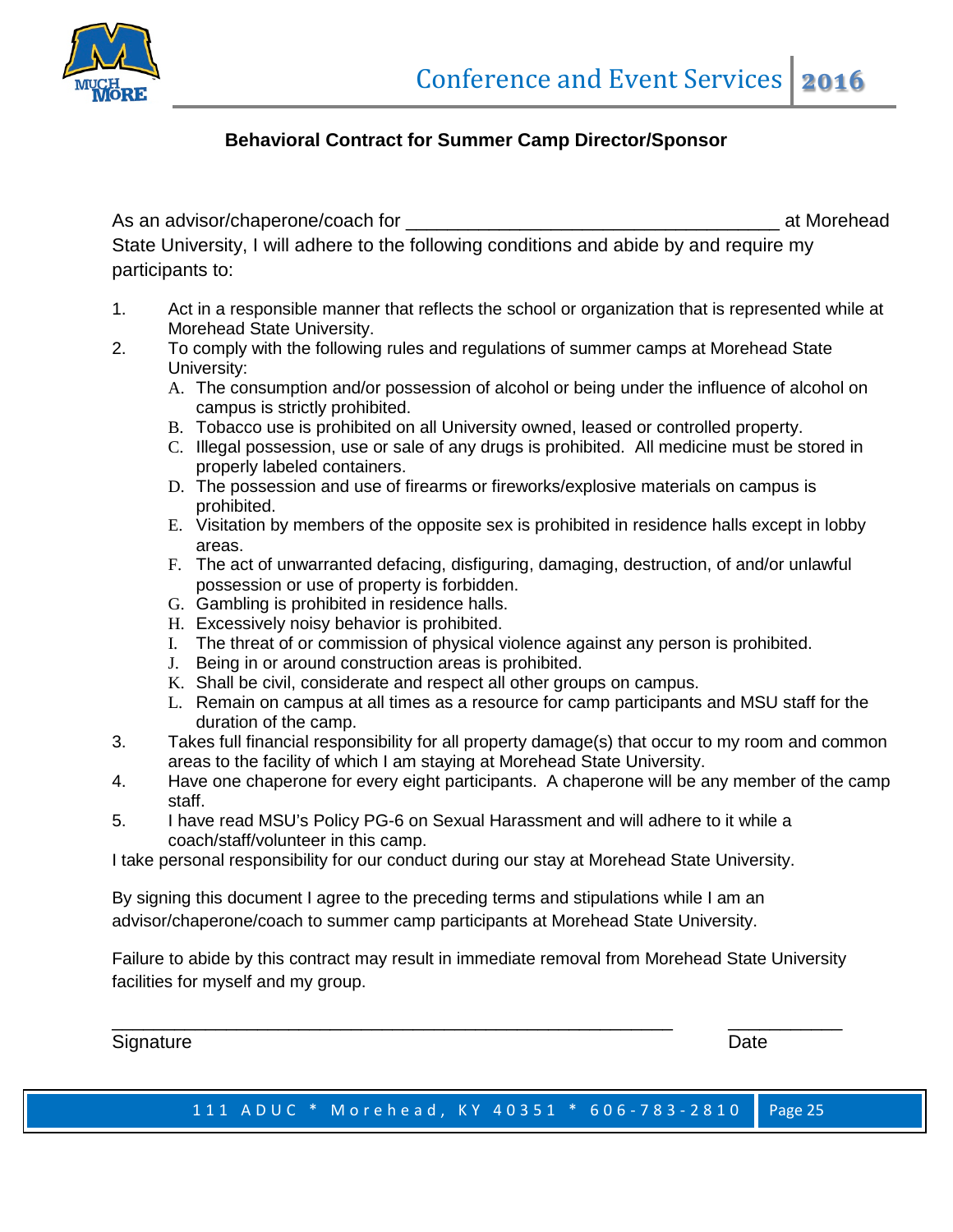## Behavioral Contract for Summer Camp Director/Sponsor

As an advisor/chaperone/coach for ___________________________________ at Morehead State University, I will adhere to the following conditions and abide by and require my participants to:

1. Act in a responsible manner that reflects the school or organization that is represented while at Morehead State University.
2. To comply with the following rules and regulations of summer camps at Morehead State University:
   - A. The consumption and/or possession of alcohol or being under the influence of alcohol on campus is strictly prohibited.
   - B. Tobacco use is prohibited on all University owned, leased or controlled property.
   - C. Illegal possession, use or sale of any drugs is prohibited. All medicine must be stored in properly labeled containers.
   - D. The possession and use of firearms or fireworks/explosive materials on campus is prohibited.
   - E. Visitation by members of the opposite sex is prohibited in residence halls except in lobby areas.
   - F. The act of unwarranted defacing, disfiguring, damaging, destruction, of and/or unlawful possession or use of property is forbidden.
   - G. Gambling is prohibited in residence halls.
   - H. Excessively noisy behavior is prohibited.
   - I. The threat of or commission of physical violence against any person is prohibited.
   - J. Being in or around construction areas is prohibited.
   - K. Shall be civil, considerate and respect all other groups on campus.
   - L. Remain on campus at all times as a resource for camp participants and MSU staff for the duration of the camp.
3. Takes full financial responsibility for all property damage(s) that occur to my room and common areas to the facility of which I am staying at Morehead State University.
4. Have one chaperone for every eight participants. A chaperone will be any member of the camp staff.
5. I have read MSU's Policy PG-6 on Sexual Harassment and will adhere to it while a coach/staff/volunteer in this camp.

I take personal responsibility for our conduct during our stay at Morehead State University.

By signing this document I agree to the preceding terms and stipulations while I am an advisor/chaperone/coach to summer camp participants at Morehead State University.

Failure to abide by this contract may result in immediate removal from Morehead State University facilities for myself and my group.

_______________________________________________ ___________

Signature Date